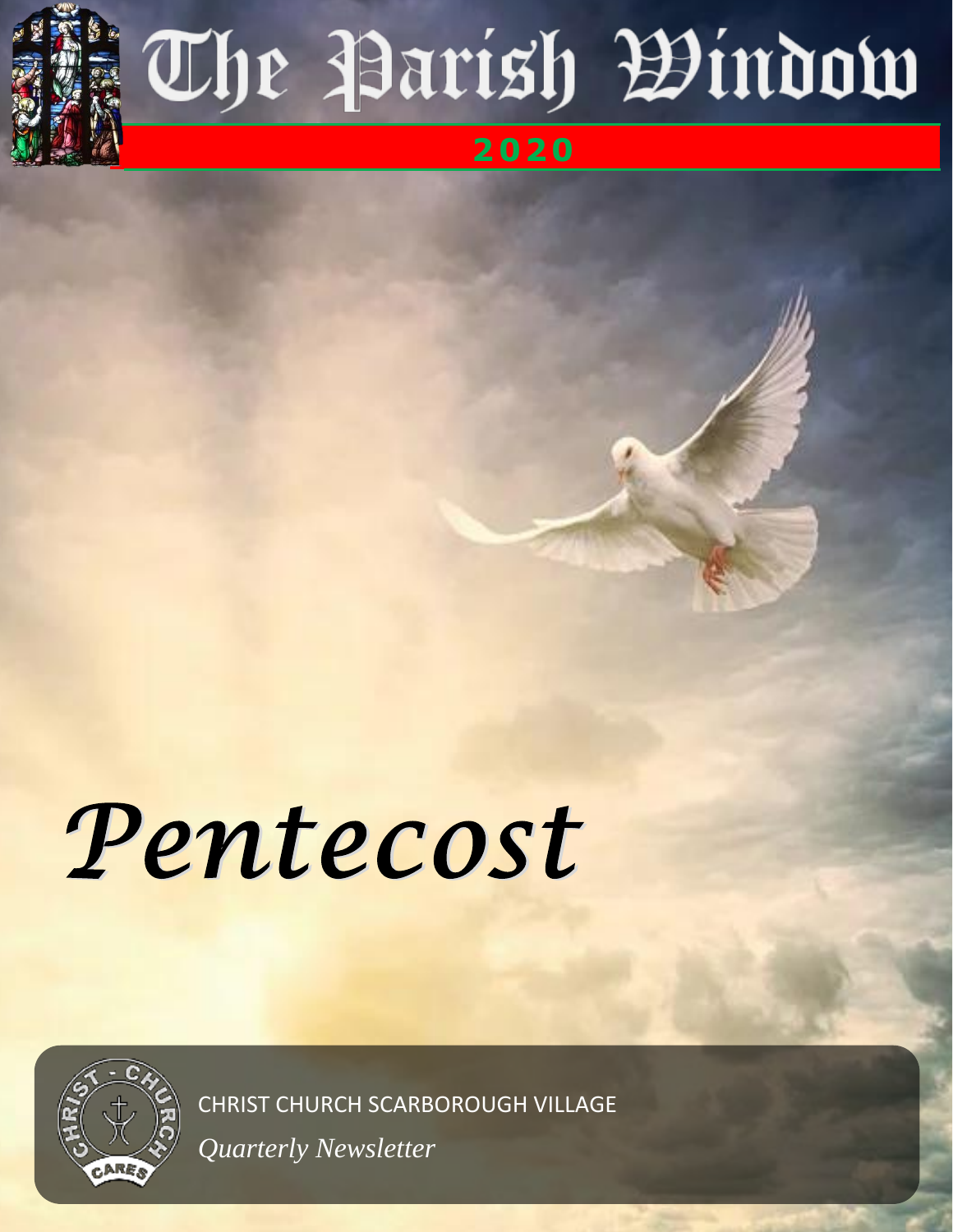# The Parish Window

**2020**

# *Pentecost*

CHRIST CHURCH SCARBOROUGH VILLAGE

*Quarterly Newsletter*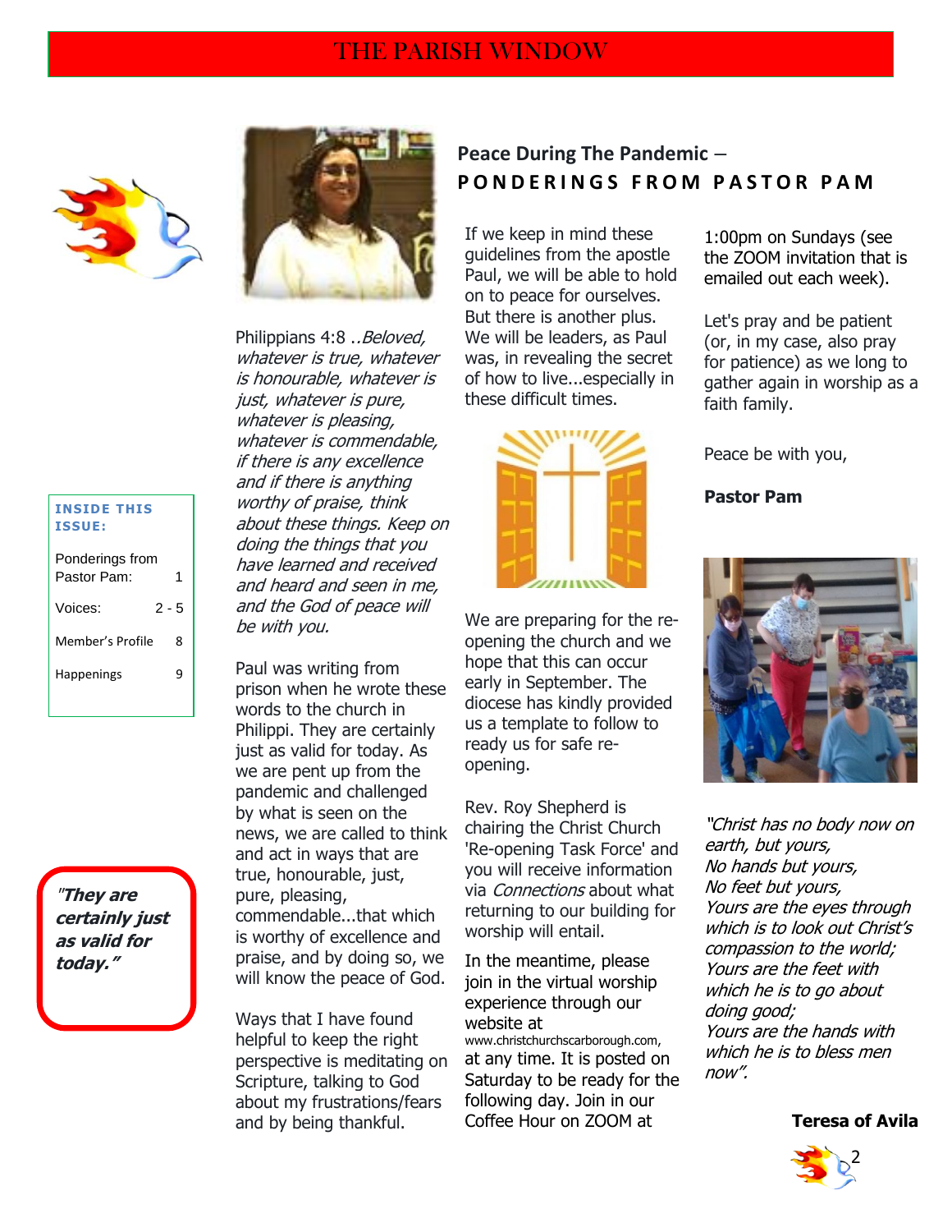# THE PARISH WINDOW

**INSIDE THIS ISSUE:**

| | |
|---|---|
| Ponderings from Pastor Pam: | 1 |
| Voices: | 2 - 5 |
| Member's Profile | 8 |
| Happenings | 9 |

***"They are certainly just as valid for today."***

## Peace During The Pandemic – PONDERINGS FROM PASTOR PAM

Philippians 4:8 ..*Beloved, whatever is true, whatever is honourable, whatever is just, whatever is pure, whatever is pleasing, whatever is commendable, if there is any excellence and if there is anything worthy of praise, think about these things. Keep on doing the things that you have learned and received and heard and seen in me, and the God of peace will be with you.*

Paul was writing from prison when he wrote these words to the church in Philippi. They are certainly just as valid for today. As we are pent up from the pandemic and challenged by what is seen on the news, we are called to think and act in ways that are true, honourable, just, pure, pleasing, commendable...that which is worthy of excellence and praise, and by doing so, we will know the peace of God.

Ways that I have found helpful to keep the right perspective is meditating on Scripture, talking to God about my frustrations/fears and by being thankful.

If we keep in mind these guidelines from the apostle Paul, we will be able to hold on to peace for ourselves. But there is another plus. We will be leaders, as Paul was, in revealing the secret of how to live...especially in these difficult times.

We are preparing for the re-opening the church and we hope that this can occur early in September. The diocese has kindly provided us a template to follow to ready us for safe re-opening.

Rev. Roy Shepherd is chairing the Christ Church 'Re-opening Task Force' and you will receive information via *Connections* about what returning to our building for worship will entail.

In the meantime, please join in the virtual worship experience through our website at www.christchurchscarborough.com, at any time. It is posted on Saturday to be ready for the following day. Join in our Coffee Hour on ZOOM at 1:00pm on Sundays (see the ZOOM invitation that is emailed out each week).

Let's pray and be patient (or, in my case, also pray for patience) as we long to gather again in worship as a faith family.

Peace be with you,

**Pastor Pam**

*"Christ has no body now on earth, but yours,*
*No hands but yours,*
*No feet but yours,*
*Yours are the eyes through which is to look out Christ's compassion to the world;*
*Yours are the feet with which he is to go about doing good;*
*Yours are the hands with which he is to bless men now".*

**Teresa of Avila**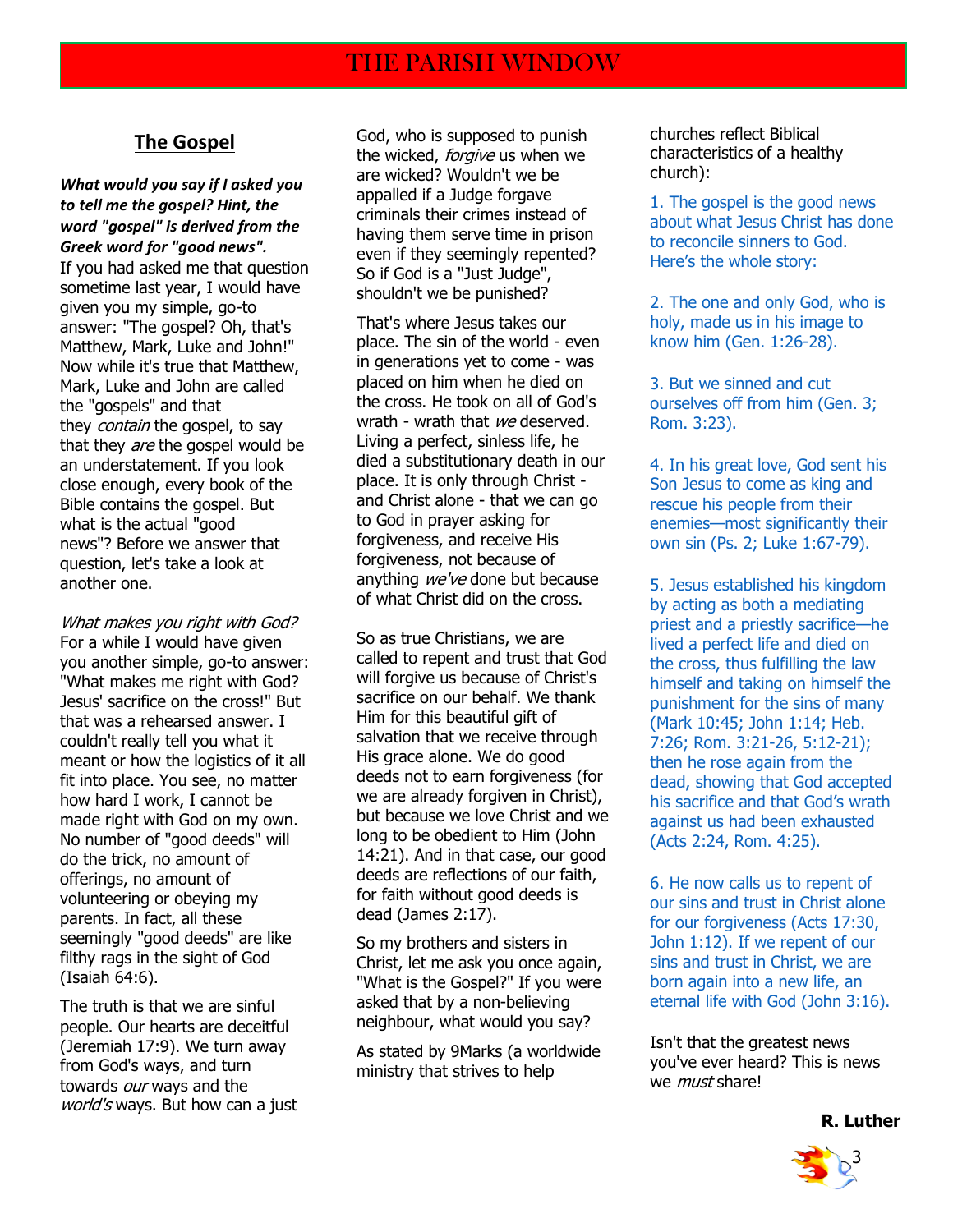## The Gospel

***What would you say if I asked you to tell me the gospel? Hint, the word "gospel" is derived from the Greek word for "good news".***

If you had asked me that question sometime last year, I would have given you my simple, go-to answer: "The gospel? Oh, that's Matthew, Mark, Luke and John!" Now while it's true that Matthew, Mark, Luke and John are called the "gospels" and that they *contain* the gospel, to say that they *are* the gospel would be an understatement. If you look close enough, every book of the Bible contains the gospel. But what is the actual "good news"? Before we answer that question, let's take a look at another one.

*What makes you right with God?* For a while I would have given you another simple, go-to answer: "What makes me right with God? Jesus' sacrifice on the cross!" But that was a rehearsed answer. I couldn't really tell you what it meant or how the logistics of it all fit into place. You see, no matter how hard I work, I cannot be made right with God on my own. No number of "good deeds" will do the trick, no amount of offerings, no amount of volunteering or obeying my parents. In fact, all these seemingly "good deeds" are like filthy rags in the sight of God (Isaiah 64:6).

The truth is that we are sinful people. Our hearts are deceitful (Jeremiah 17:9). We turn away from God's ways, and turn towards *our* ways and the *world's* ways. But how can a just God, who is supposed to punish the wicked, *forgive* us when we are wicked? Wouldn't we be appalled if a Judge forgave criminals their crimes instead of having them serve time in prison even if they seemingly repented? So if God is a "Just Judge", shouldn't we be punished?

That's where Jesus takes our place. The sin of the world - even in generations yet to come - was placed on him when he died on the cross. He took on all of God's wrath - wrath that *we* deserved. Living a perfect, sinless life, he died a substitutionary death in our place. It is only through Christ - and Christ alone - that we can go to God in prayer asking for forgiveness, and receive His forgiveness, not because of anything *we've* done but because of what Christ did on the cross.

So as true Christians, we are called to repent and trust that God will forgive us because of Christ's sacrifice on our behalf. We thank Him for this beautiful gift of salvation that we receive through His grace alone. We do good deeds not to earn forgiveness (for we are already forgiven in Christ), but because we love Christ and we long to be obedient to Him (John 14:21). And in that case, our good deeds are reflections of our faith, for faith without good deeds is dead (James 2:17).

So my brothers and sisters in Christ, let me ask you once again, "What is the Gospel?" If you were asked that by a non-believing neighbour, what would you say?

As stated by 9Marks (a worldwide ministry that strives to help churches reflect Biblical characteristics of a healthy church):

1. The gospel is the good news about what Jesus Christ has done to reconcile sinners to God. Here's the whole story:

2. The one and only God, who is holy, made us in his image to know him (Gen. 1:26-28).

3. But we sinned and cut ourselves off from him (Gen. 3; Rom. 3:23).

4. In his great love, God sent his Son Jesus to come as king and rescue his people from their enemies—most significantly their own sin (Ps. 2; Luke 1:67-79).

5. Jesus established his kingdom by acting as both a mediating priest and a priestly sacrifice—he lived a perfect life and died on the cross, thus fulfilling the law himself and taking on himself the punishment for the sins of many (Mark 10:45; John 1:14; Heb. 7:26; Rom. 3:21-26, 5:12-21); then he rose again from the dead, showing that God accepted his sacrifice and that God's wrath against us had been exhausted (Acts 2:24, Rom. 4:25).

6. He now calls us to repent of our sins and trust in Christ alone for our forgiveness (Acts 17:30, John 1:12). If we repent of our sins and trust in Christ, we are born again into a new life, an eternal life with God (John 3:16).

Isn't that the greatest news you've ever heard? This is news we *must* share!

**R. Luther**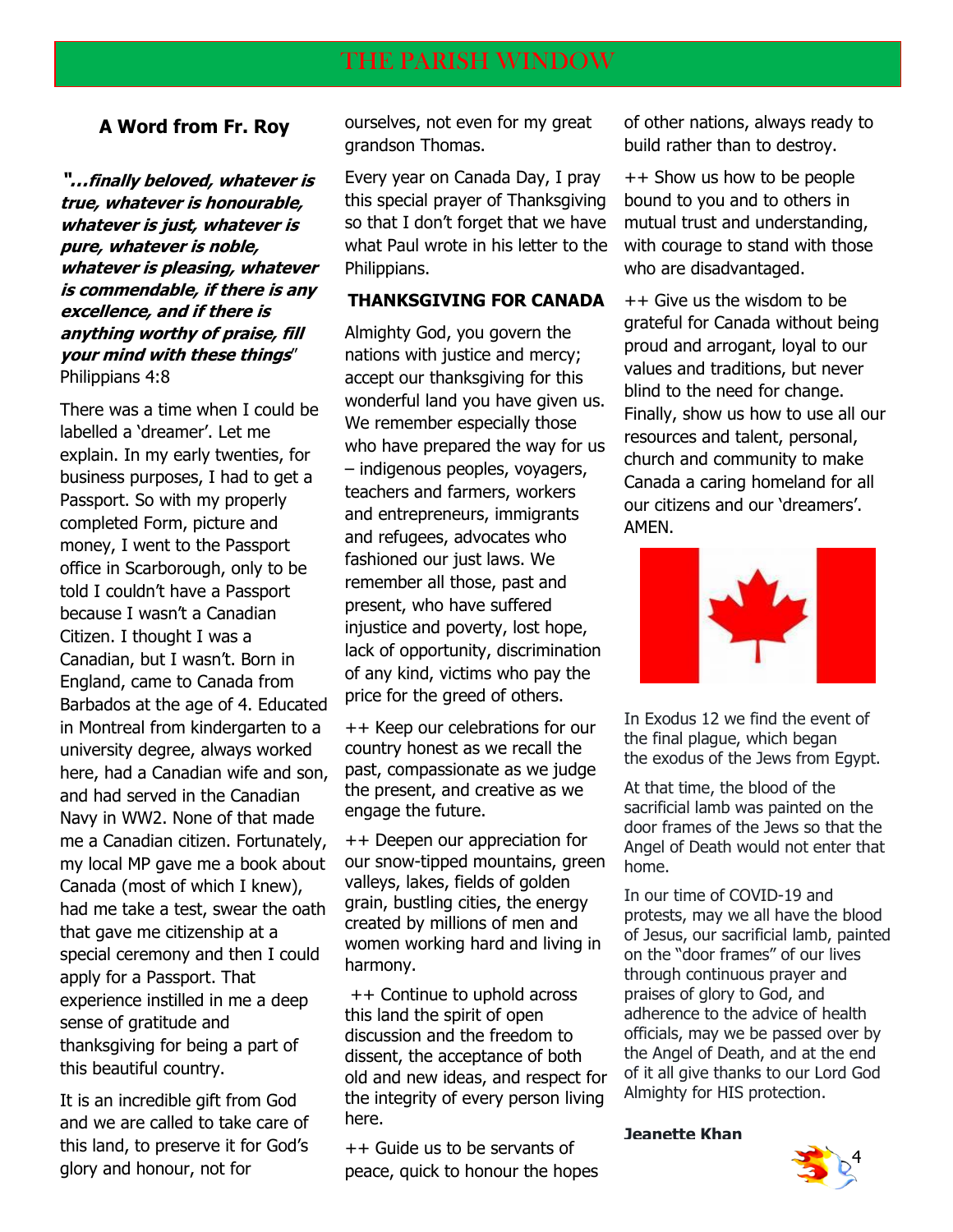## A Word from Fr. Roy

***"…finally beloved, whatever is true, whatever is honourable, whatever is just, whatever is pure, whatever is noble, whatever is pleasing, whatever is commendable, if there is any excellence, and if there is anything worthy of praise, fill your mind with these things"*** Philippians 4:8

There was a time when I could be labelled a 'dreamer'. Let me explain. In my early twenties, for business purposes, I had to get a Passport. So with my properly completed Form, picture and money, I went to the Passport office in Scarborough, only to be told I couldn't have a Passport because I wasn't a Canadian Citizen. I thought I was a Canadian, but I wasn't. Born in England, came to Canada from Barbados at the age of 4. Educated in Montreal from kindergarten to a university degree, always worked here, had a Canadian wife and son, and had served in the Canadian Navy in WW2. None of that made me a Canadian citizen. Fortunately, my local MP gave me a book about Canada (most of which I knew), had me take a test, swear the oath that gave me citizenship at a special ceremony and then I could apply for a Passport. That experience instilled in me a deep sense of gratitude and thanksgiving for being a part of this beautiful country.

It is an incredible gift from God and we are called to take care of this land, to preserve it for God's glory and honour, not for ourselves, not even for my great grandson Thomas.

Every year on Canada Day, I pray this special prayer of Thanksgiving so that I don't forget that we have what Paul wrote in his letter to the Philippians.

### THANKSGIVING FOR CANADA

Almighty God, you govern the nations with justice and mercy; accept our thanksgiving for this wonderful land you have given us. We remember especially those who have prepared the way for us – indigenous peoples, voyagers, teachers and farmers, workers and entrepreneurs, immigrants and refugees, advocates who fashioned our just laws. We remember all those, past and present, who have suffered injustice and poverty, lost hope, lack of opportunity, discrimination of any kind, victims who pay the price for the greed of others.

++ Keep our celebrations for our country honest as we recall the past, compassionate as we judge the present, and creative as we engage the future.

++ Deepen our appreciation for our snow-tipped mountains, green valleys, lakes, fields of golden grain, bustling cities, the energy created by millions of men and women working hard and living in harmony.

++ Continue to uphold across this land the spirit of open discussion and the freedom to dissent, the acceptance of both old and new ideas, and respect for the integrity of every person living here.

++ Guide us to be servants of peace, quick to honour the hopes of other nations, always ready to build rather than to destroy.

++ Show us how to be people bound to you and to others in mutual trust and understanding, with courage to stand with those who are disadvantaged.

++ Give us the wisdom to be grateful for Canada without being proud and arrogant, loyal to our values and traditions, but never blind to the need for change. Finally, show us how to use all our resources and talent, personal, church and community to make Canada a caring homeland for all our citizens and our 'dreamers'. AMEN.

In Exodus 12 we find the event of the final plague, which began the exodus of the Jews from Egypt.

At that time, the blood of the sacrificial lamb was painted on the door frames of the Jews so that the Angel of Death would not enter that home.

In our time of COVID-19 and protests, may we all have the blood of Jesus, our sacrificial lamb, painted on the "door frames" of our lives through continuous prayer and praises of glory to God, and adherence to the advice of health officials, may we be passed over by the Angel of Death, and at the end of it all give thanks to our Lord God Almighty for HIS protection.

**Jeanette Khan**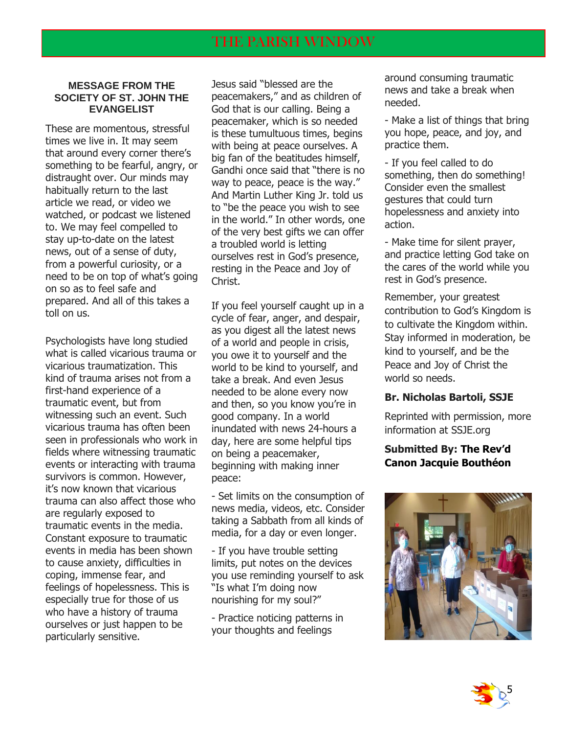## MESSAGE FROM THE SOCIETY OF ST. JOHN THE EVANGELIST

These are momentous, stressful times we live in. It may seem that around every corner there's something to be fearful, angry, or distraught over. Our minds may habitually return to the last article we read, or video we watched, or podcast we listened to. We may feel compelled to stay up-to-date on the latest news, out of a sense of duty, from a powerful curiosity, or a need to be on top of what's going on so as to feel safe and prepared. And all of this takes a toll on us.

Psychologists have long studied what is called vicarious trauma or vicarious traumatization. This kind of trauma arises not from a first-hand experience of a traumatic event, but from witnessing such an event. Such vicarious trauma has often been seen in professionals who work in fields where witnessing traumatic events or interacting with trauma survivors is common. However, it's now known that vicarious trauma can also affect those who are regularly exposed to traumatic events in the media. Constant exposure to traumatic events in media has been shown to cause anxiety, difficulties in coping, immense fear, and feelings of hopelessness. This is especially true for those of us who have a history of trauma ourselves or just happen to be particularly sensitive.

Jesus said "blessed are the peacemakers," and as children of God that is our calling. Being a peacemaker, which is so needed is these tumultuous times, begins with being at peace ourselves. A big fan of the beatitudes himself, Gandhi once said that "there is no way to peace, peace is the way." And Martin Luther King Jr. told us to "be the peace you wish to see in the world." In other words, one of the very best gifts we can offer a troubled world is letting ourselves rest in God's presence, resting in the Peace and Joy of Christ.

If you feel yourself caught up in a cycle of fear, anger, and despair, as you digest all the latest news of a world and people in crisis, you owe it to yourself and the world to be kind to yourself, and take a break. And even Jesus needed to be alone every now and then, so you know you're in good company. In a world inundated with news 24-hours a day, here are some helpful tips on being a peacemaker, beginning with making inner peace:

- Set limits on the consumption of news media, videos, etc. Consider taking a Sabbath from all kinds of media, for a day or even longer.
- If you have trouble setting limits, put notes on the devices you use reminding yourself to ask "Is what I'm doing now nourishing for my soul?"
- Practice noticing patterns in your thoughts and feelings around consuming traumatic news and take a break when needed.
- Make a list of things that bring you hope, peace, and joy, and practice them.
- If you feel called to do something, then do something! Consider even the smallest gestures that could turn hopelessness and anxiety into action.
- Make time for silent prayer, and practice letting God take on the cares of the world while you rest in God's presence.

Remember, your greatest contribution to God's Kingdom is to cultivate the Kingdom within. Stay informed in moderation, be kind to yourself, and be the Peace and Joy of Christ the world so needs.

**Br. Nicholas Bartoli, SSJE**

Reprinted with permission, more information at SSJE.org

**Submitted By: The Rev'd Canon Jacquie Bouthéon**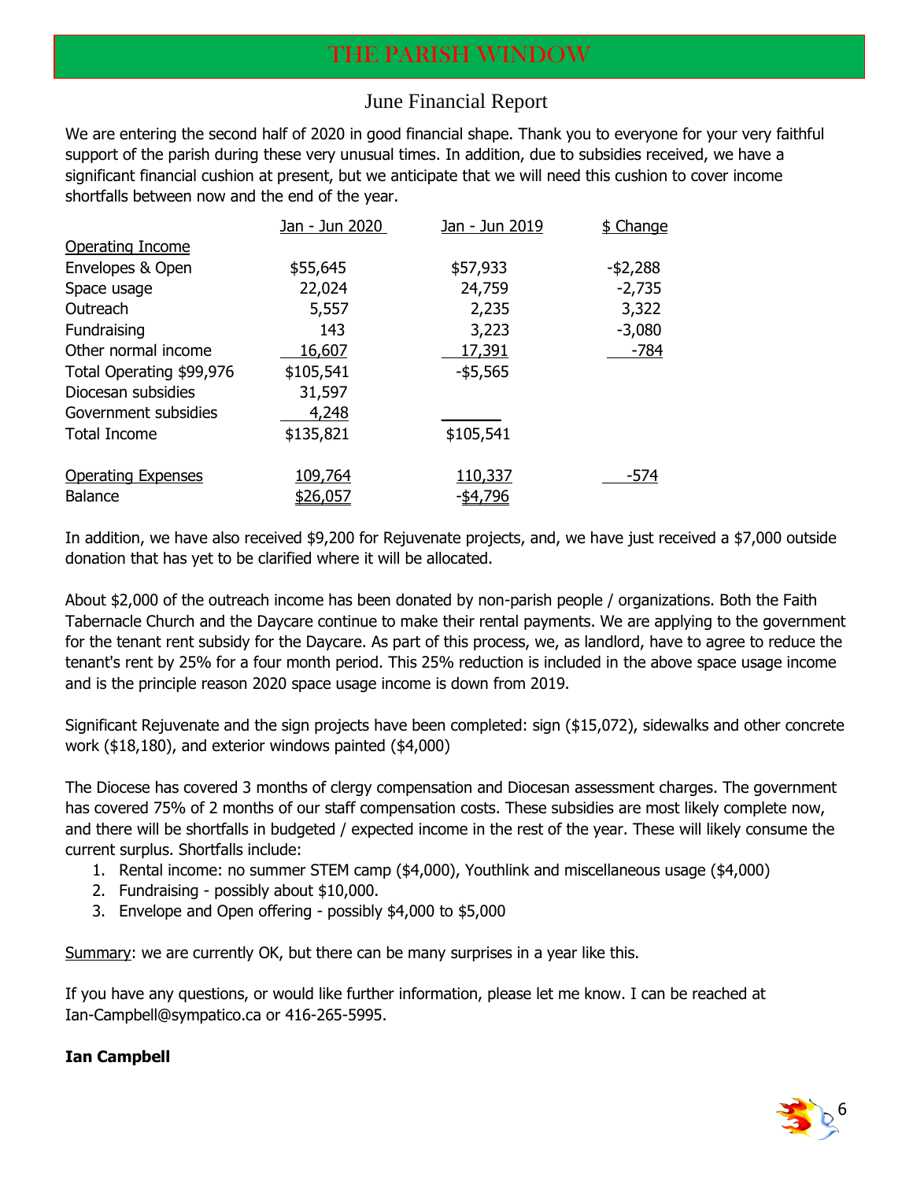## June Financial Report

We are entering the second half of 2020 in good financial shape. Thank you to everyone for your very faithful support of the parish during these very unusual times. In addition, due to subsidies received, we have a significant financial cushion at present, but we anticipate that we will need this cushion to cover income shortfalls between now and the end of the year.

| | Jan - Jun 2020 | Jan - Jun 2019 | $ Change |
|---|---|---|---|
| Operating Income | | | |
| Envelopes & Open | $55,645 | $57,933 | -$2,288 |
| Space usage | 22,024 | 24,759 | -2,735 |
| Outreach | 5,557 | 2,235 | 3,322 |
| Fundraising | 143 | 3,223 | -3,080 |
| Other normal income | 16,607 | 17,391 | -784 |
| Total Operating $99,976 | $105,541 | -$5,565 | |
| Diocesan subsidies | 31,597 | | |
| Government subsidies | 4,248 | | |
| Total Income | $135,821 | $105,541 | |
| Operating Expenses | 109,764 | 110,337 | -574 |
| Balance | $26,057 | -$4,796 | |

In addition, we have also received $9,200 for Rejuvenate projects, and, we have just received a $7,000 outside donation that has yet to be clarified where it will be allocated.

About $2,000 of the outreach income has been donated by non-parish people / organizations. Both the Faith Tabernacle Church and the Daycare continue to make their rental payments. We are applying to the government for the tenant rent subsidy for the Daycare. As part of this process, we, as landlord, have to agree to reduce the tenant's rent by 25% for a four month period. This 25% reduction is included in the above space usage income and is the principle reason 2020 space usage income is down from 2019.

Significant Rejuvenate and the sign projects have been completed: sign ($15,072), sidewalks and other concrete work ($18,180), and exterior windows painted ($4,000)

The Diocese has covered 3 months of clergy compensation and Diocesan assessment charges. The government has covered 75% of 2 months of our staff compensation costs. These subsidies are most likely complete now, and there will be shortfalls in budgeted / expected income in the rest of the year. These will likely consume the current surplus. Shortfalls include:

1. Rental income: no summer STEM camp ($4,000), Youthlink and miscellaneous usage ($4,000)
2. Fundraising - possibly about $10,000.
3. Envelope and Open offering - possibly $4,000 to $5,000

Summary: we are currently OK, but there can be many surprises in a year like this.

If you have any questions, or would like further information, please let me know. I can be reached at Ian-Campbell@sympatico.ca or 416-265-5995.

**Ian Campbell**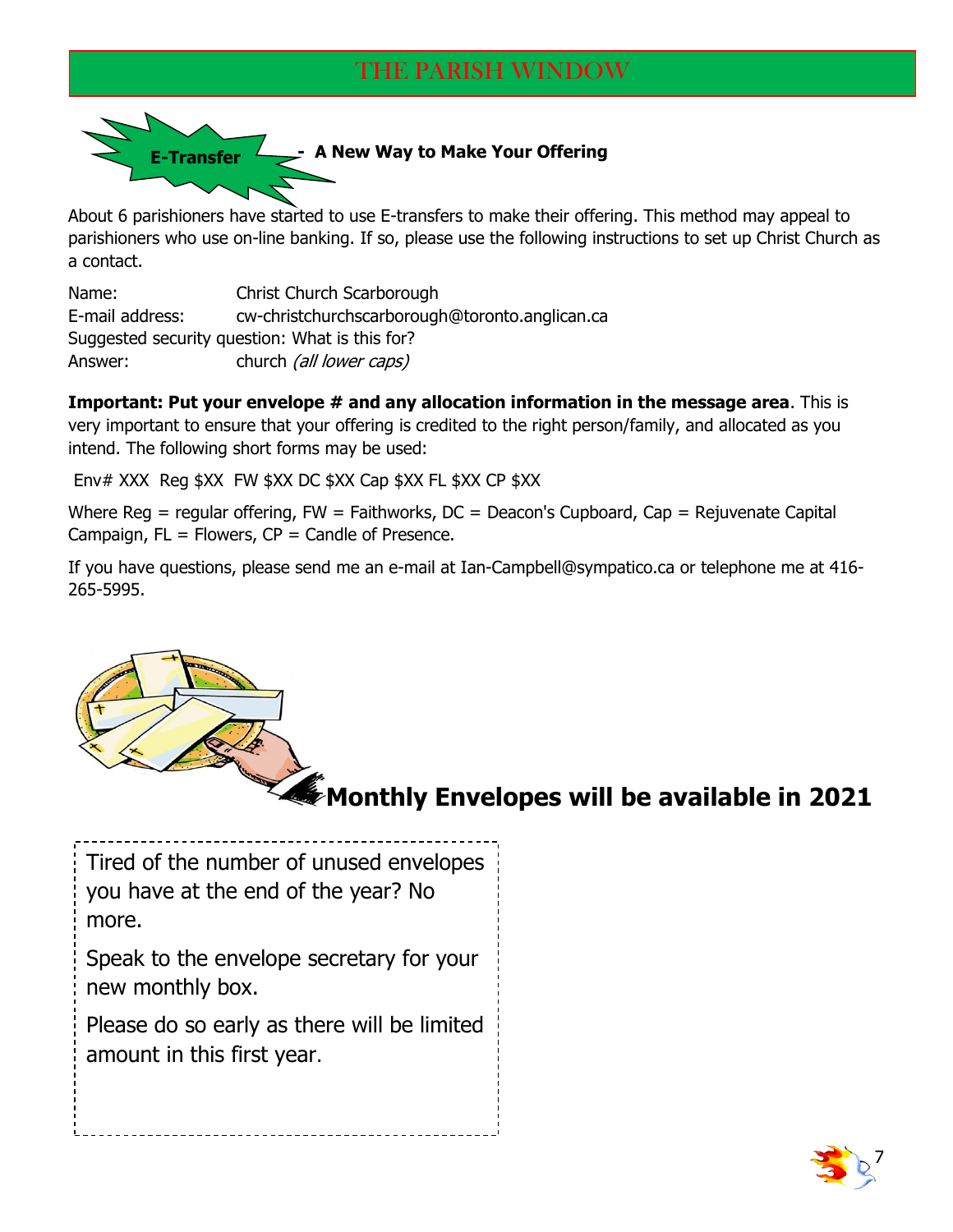## E-Transfer - A New Way to Make Your Offering

About 6 parishioners have started to use E-transfers to make their offering. This method may appeal to parishioners who use on-line banking. If so, please use the following instructions to set up Christ Church as a contact.

Name: Christ Church Scarborough
E-mail address: cw-christchurchscarborough@toronto.anglican.ca
Suggested security question: What is this for?
Answer: church *(all lower caps)*

**Important: Put your envelope # and any allocation information in the message area**. This is very important to ensure that your offering is credited to the right person/family, and allocated as you intend. The following short forms may be used:

Env# XXX Reg $XX FW $XX DC $XX Cap $XX FL $XX CP $XX

Where Reg = regular offering, FW = Faithworks, DC = Deacon's Cupboard, Cap = Rejuvenate Capital Campaign, FL = Flowers, CP = Candle of Presence.

If you have questions, please send me an e-mail at Ian-Campbell@sympatico.ca or telephone me at 416-265-5995.

## Monthly Envelopes will be available in 2021

Tired of the number of unused envelopes you have at the end of the year? No more.

Speak to the envelope secretary for your new monthly box.

Please do so early as there will be limited amount in this first year.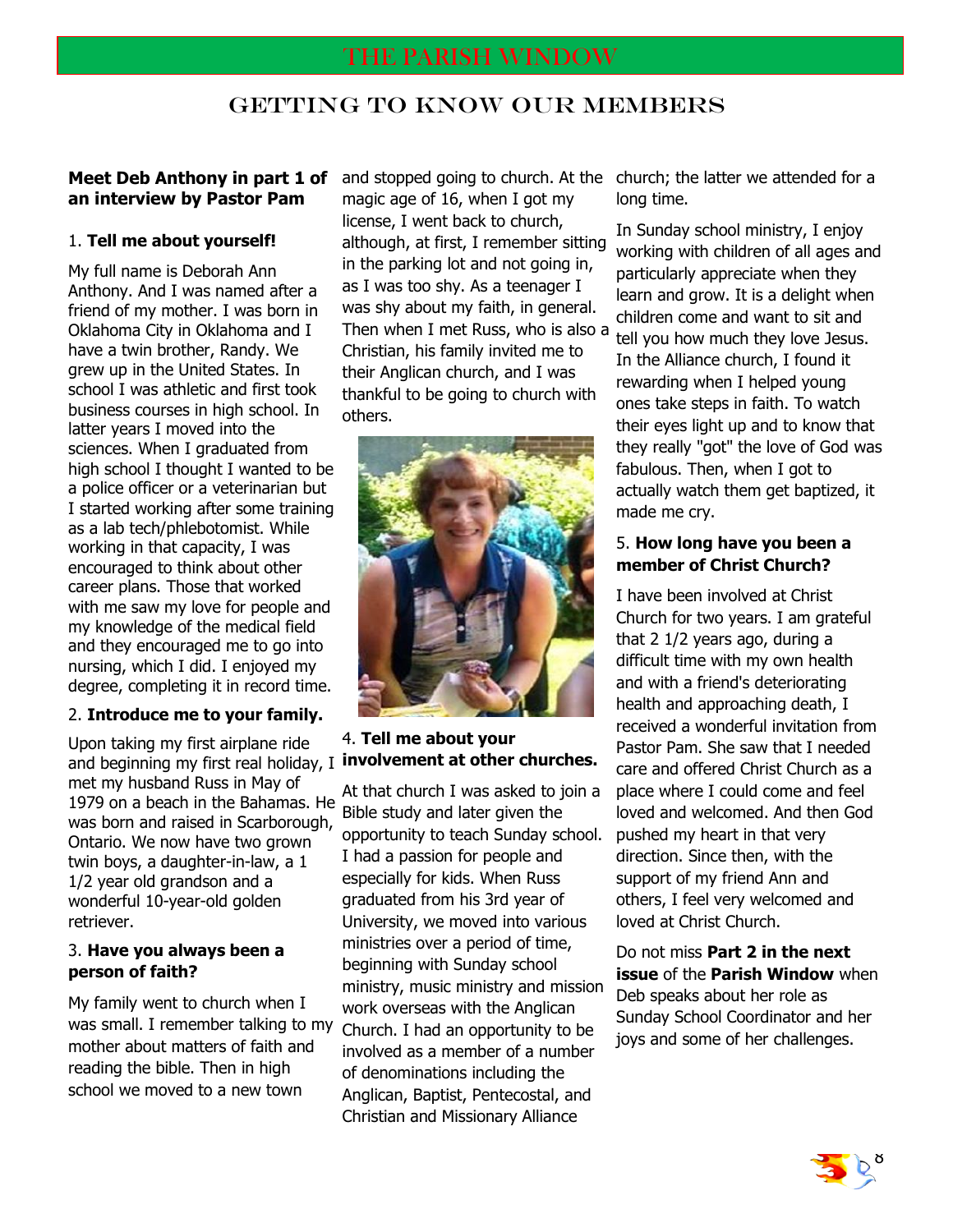# GETTING TO KNOW OUR MEMBERS

**Meet Deb Anthony in part 1 of an interview by Pastor Pam**

1. **Tell me about yourself!**

My full name is Deborah Ann Anthony. And I was named after a friend of my mother. I was born in Oklahoma City in Oklahoma and I have a twin brother, Randy. We grew up in the United States. In school I was athletic and first took business courses in high school. In latter years I moved into the sciences. When I graduated from high school I thought I wanted to be a police officer or a veterinarian but I started working after some training as a lab tech/phlebotomist. While working in that capacity, I was encouraged to think about other career plans. Those that worked with me saw my love for people and my knowledge of the medical field and they encouraged me to go into nursing, which I did. I enjoyed my degree, completing it in record time.

2. **Introduce me to your family.**

Upon taking my first airplane ride and beginning my first real holiday, I met my husband Russ in May of 1979 on a beach in the Bahamas. He was born and raised in Scarborough, Ontario. We now have two grown twin boys, a daughter-in-law, a 1 1/2 year old grandson and a wonderful 10-year-old golden retriever.

3. **Have you always been a person of faith?**

My family went to church when I was small. I remember talking to my mother about matters of faith and reading the bible. Then in high school we moved to a new town and stopped going to church. At the magic age of 16, when I got my license, I went back to church, although, at first, I remember sitting in the parking lot and not going in, as I was too shy. As a teenager I was shy about my faith, in general. Then when I met Russ, who is also a Christian, his family invited me to their Anglican church, and I was thankful to be going to church with others.

4. **Tell me about your involvement at other churches.**

At that church I was asked to join a Bible study and later given the opportunity to teach Sunday school. I had a passion for people and especially for kids. When Russ graduated from his 3rd year of University, we moved into various ministries over a period of time, beginning with Sunday school ministry, music ministry and mission work overseas with the Anglican Church. I had an opportunity to be involved as a member of a number of denominations including the Anglican, Baptist, Pentecostal, and Christian and Missionary Alliance church; the latter we attended for a long time.

In Sunday school ministry, I enjoy working with children of all ages and particularly appreciate when they learn and grow. It is a delight when children come and want to sit and tell you how much they love Jesus. In the Alliance church, I found it rewarding when I helped young ones take steps in faith. To watch their eyes light up and to know that they really "got" the love of God was fabulous. Then, when I got to actually watch them get baptized, it made me cry.

5. **How long have you been a member of Christ Church?**

I have been involved at Christ Church for two years. I am grateful that 2 1/2 years ago, during a difficult time with my own health and with a friend's deteriorating health and approaching death, I received a wonderful invitation from Pastor Pam. She saw that I needed care and offered Christ Church as a place where I could come and feel loved and welcomed. And then God pushed my heart in that very direction. Since then, with the support of my friend Ann and others, I feel very welcomed and loved at Christ Church.

Do not miss **Part 2 in the next issue** of the **Parish Window** when Deb speaks about her role as Sunday School Coordinator and her joys and some of her challenges.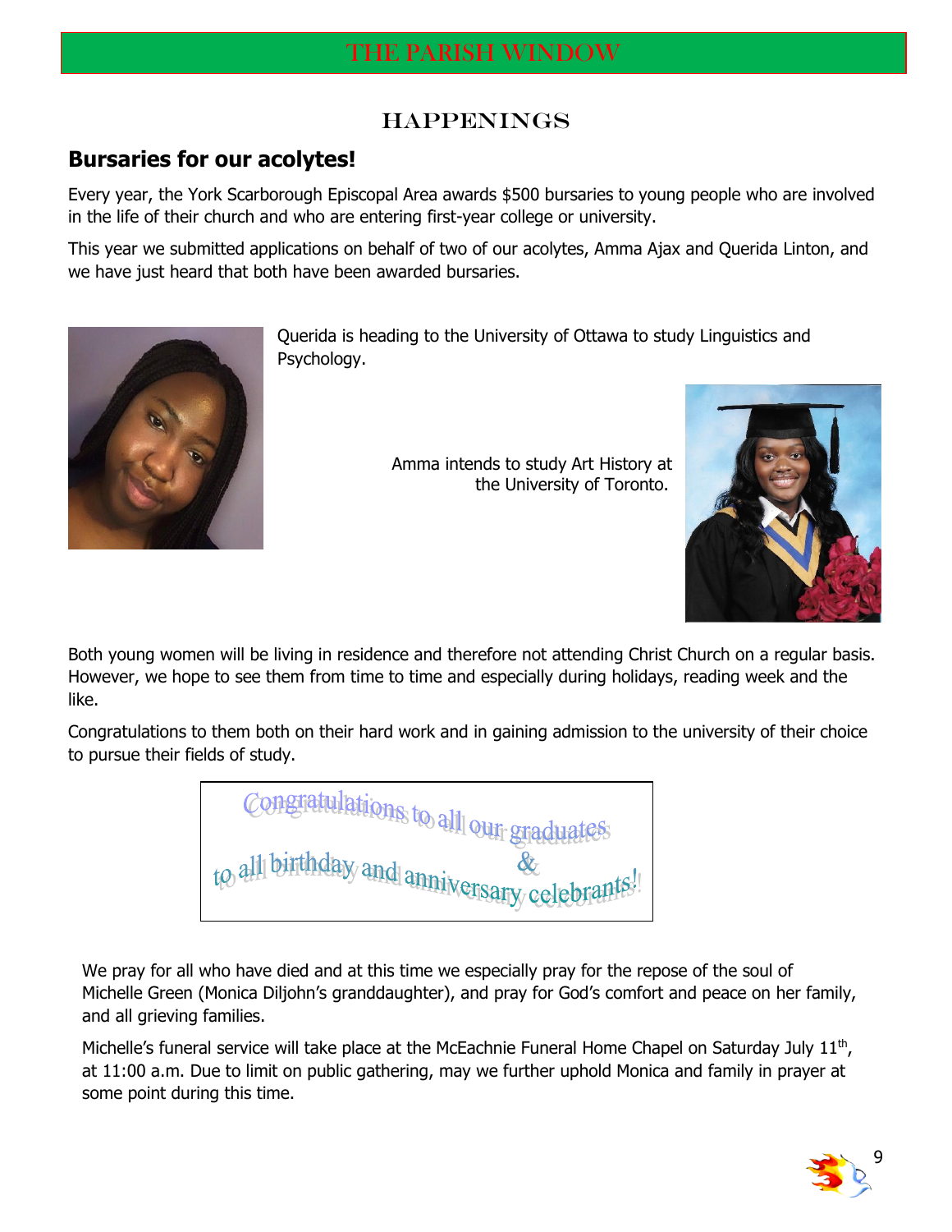# HAPPENINGS

## Bursaries for our acolytes!

Every year, the York Scarborough Episcopal Area awards $500 bursaries to young people who are involved in the life of their church and who are entering first-year college or university.

This year we submitted applications on behalf of two of our acolytes, Amma Ajax and Querida Linton, and we have just heard that both have been awarded bursaries.

Querida is heading to the University of Ottawa to study Linguistics and Psychology.

Amma intends to study Art History at the University of Toronto.

Both young women will be living in residence and therefore not attending Christ Church on a regular basis. However, we hope to see them from time to time and especially during holidays, reading week and the like.

Congratulations to them both on their hard work and in gaining admission to the university of their choice to pursue their fields of study.

Congratulations to all our graduates & to all birthday and anniversary celebrants!

We pray for all who have died and at this time we especially pray for the repose of the soul of Michelle Green (Monica Diljohn's granddaughter), and pray for God's comfort and peace on her family, and all grieving families.

Michelle's funeral service will take place at the McEachnie Funeral Home Chapel on Saturday July 11th, at 11:00 a.m. Due to limit on public gathering, may we further uphold Monica and family in prayer at some point during this time.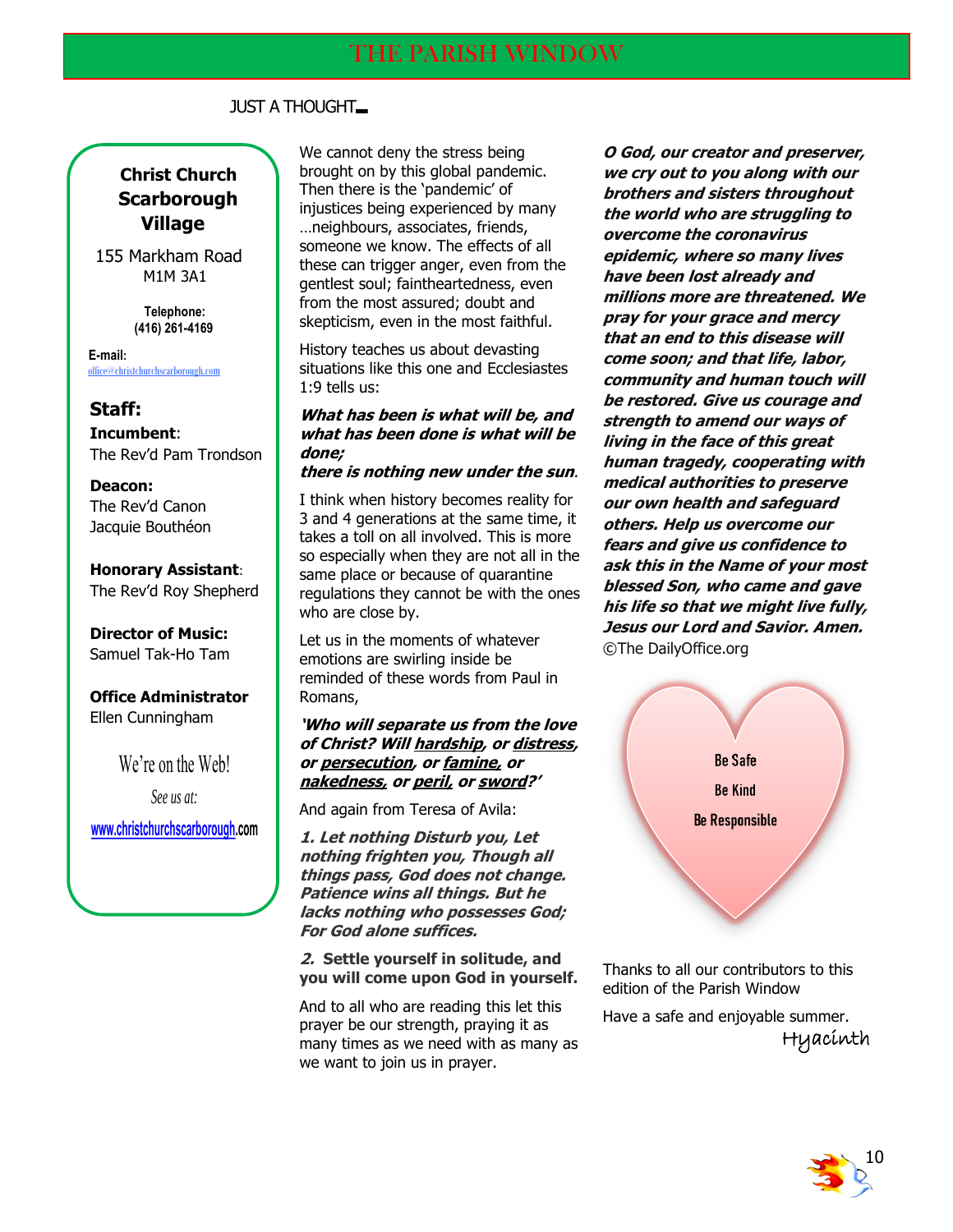# THE PARISH WINDOW

JUST A THOUGHT…

**Christ Church Scarborough Village**

155 Markham Road
M1M 3A1

**Telephone:**
**(416) 261-4169**

**E-mail**:
office@christchurchscarborough.com

**Staff:**

**Incumbent**:
The Rev'd Pam Trondson

**Deacon:**
The Rev'd Canon Jacquie Bouthéon

**Honorary Assistant**:
The Rev'd Roy Shepherd

**Director of Music:**
Samuel Tak-Ho Tam

**Office Administrator**
Ellen Cunningham

We're on the Web!

*See us at:*

www.christchurchscarborough.com

We cannot deny the stress being brought on by this global pandemic. Then there is the 'pandemic' of injustices being experienced by many …neighbours, associates, friends, someone we know. The effects of all these can trigger anger, even from the gentlest soul; faintheartedness, even from the most assured; doubt and skepticism, even in the most faithful.

History teaches us about devasting situations like this one and Ecclesiastes 1:9 tells us:

***What has been is what will be, and what has been done is what will be done;***
***there is nothing new under the sun***.

I think when history becomes reality for 3 and 4 generations at the same time, it takes a toll on all involved. This is more so especially when they are not all in the same place or because of quarantine regulations they cannot be with the ones who are close by.

Let us in the moments of whatever emotions are swirling inside be reminded of these words from Paul in Romans,

***'Who will separate us from the love of Christ? Will hardship, or distress, or persecution, or famine, or nakedness, or peril, or sword?'***

And again from Teresa of Avila:

***1. Let nothing Disturb you, Let nothing frighten you, Though all things pass, God does not change. Patience wins all things. But he lacks nothing who possesses God; For God alone suffices.***

**2. Settle yourself in solitude, and you will come upon God in yourself.**

And to all who are reading this let this prayer be our strength, praying it as many times as we need with as many as we want to join us in prayer.

***O God, our creator and preserver, we cry out to you along with our brothers and sisters throughout the world who are struggling to overcome the coronavirus epidemic, where so many lives have been lost already and millions more are threatened. We pray for your grace and mercy that an end to this disease will come soon; and that life, labor, community and human touch will be restored. Give us courage and strength to amend our ways of living in the face of this great human tragedy, cooperating with medical authorities to preserve our own health and safeguard others. Help us overcome our fears and give us confidence to ask this in the Name of your most blessed Son, who came and gave his life so that we might live fully, Jesus our Lord and Savior. Amen.***
©The DailyOffice.org

Be Safe
Be Kind
Be Responsible

Thanks to all our contributors to this edition of the Parish Window

Have a safe and enjoyable summer.

Hyacinth